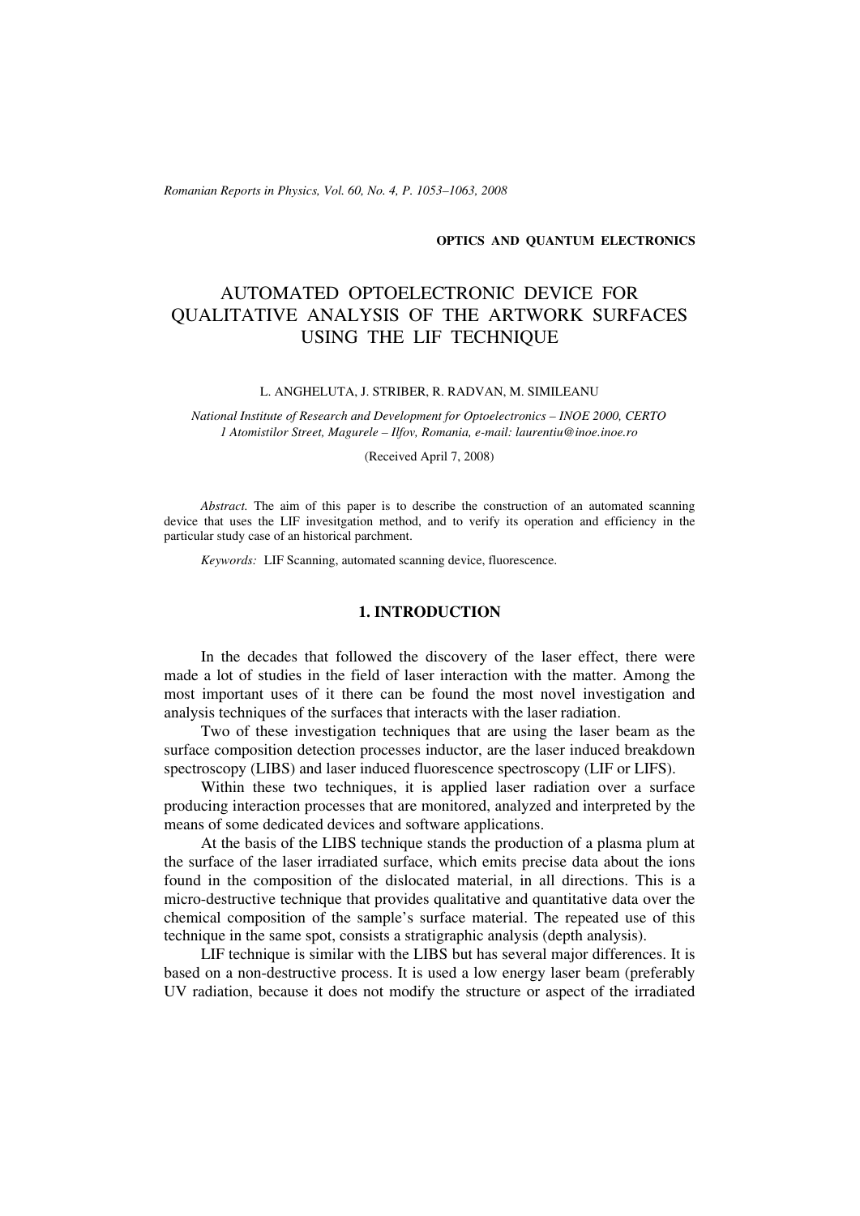**OPTICS AND QUANTUM ELECTRONICS**

# AUTOMATED OPTOELECTRONIC DEVICE FOR QUALITATIVE ANALYSIS OF THE ARTWORK SURFACES USING THE LIF TECHNIQUE

L. ANGHELUTA, J. STRIBER, R. RADVAN, M. SIMILEANU

*National Institute of Research and Development for Optoelectronics – INOE 2000, CERTO*
*1 Atomistilor Street, Magurele – Ilfov, Romania, e-mail: laurentiu@inoe.inoe.ro*

(Received April 7, 2008)

*Abstract.* The aim of this paper is to describe the construction of an automated scanning device that uses the LIF invesitgation method, and to verify its operation and efficiency in the particular study case of an historical parchment.

*Keywords:* LIF Scanning, automated scanning device, fluorescence.

## 1. INTRODUCTION

In the decades that followed the discovery of the laser effect, there were made a lot of studies in the field of laser interaction with the matter. Among the most important uses of it there can be found the most novel investigation and analysis techniques of the surfaces that interacts with the laser radiation.

Two of these investigation techniques that are using the laser beam as the surface composition detection processes inductor, are the laser induced breakdown spectroscopy (LIBS) and laser induced fluorescence spectroscopy (LIF or LIFS).

Within these two techniques, it is applied laser radiation over a surface producing interaction processes that are monitored, analyzed and interpreted by the means of some dedicated devices and software applications.

At the basis of the LIBS technique stands the production of a plasma plum at the surface of the laser irradiated surface, which emits precise data about the ions found in the composition of the dislocated material, in all directions. This is a micro-destructive technique that provides qualitative and quantitative data over the chemical composition of the sample's surface material. The repeated use of this technique in the same spot, consists a stratigraphic analysis (depth analysis).

LIF technique is similar with the LIBS but has several major differences. It is based on a non-destructive process. It is used a low energy laser beam (preferably UV radiation, because it does not modify the structure or aspect of the irradiated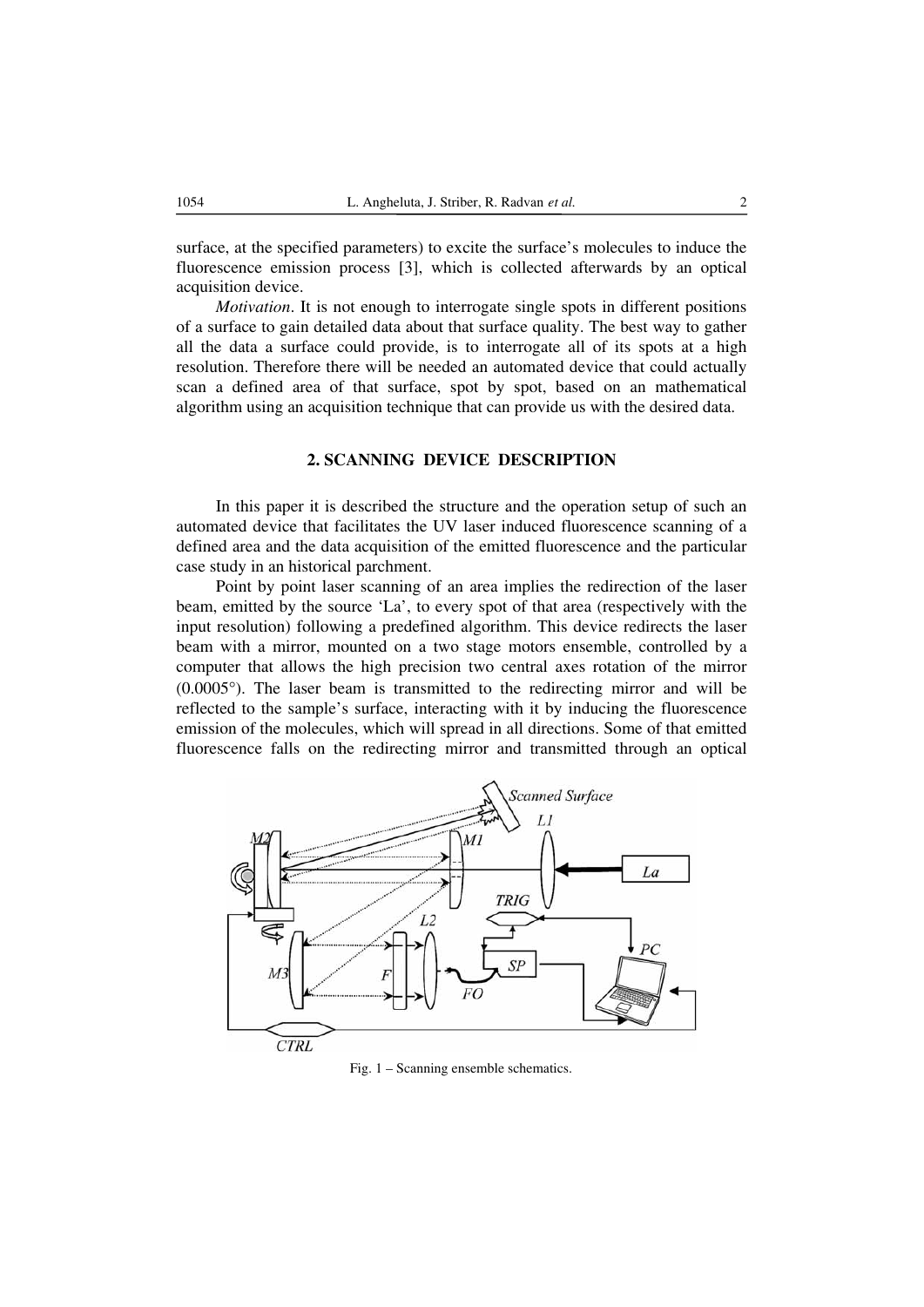surface, at the specified parameters) to excite the surface's molecules to induce the fluorescence emission process [3], which is collected afterwards by an optical acquisition device.

*Motivation*. It is not enough to interrogate single spots in different positions of a surface to gain detailed data about that surface quality. The best way to gather all the data a surface could provide, is to interrogate all of its spots at a high resolution. Therefore there will be needed an automated device that could actually scan a defined area of that surface, spot by spot, based on an mathematical algorithm using an acquisition technique that can provide us with the desired data.

## 2. SCANNING DEVICE DESCRIPTION

In this paper it is described the structure and the operation setup of such an automated device that facilitates the UV laser induced fluorescence scanning of a defined area and the data acquisition of the emitted fluorescence and the particular case study in an historical parchment.

Point by point laser scanning of an area implies the redirection of the laser beam, emitted by the source 'La', to every spot of that area (respectively with the input resolution) following a predefined algorithm. This device redirects the laser beam with a mirror, mounted on a two stage motors ensemble, controlled by a computer that allows the high precision two central axes rotation of the mirror (0.0005°). The laser beam is transmitted to the redirecting mirror and will be reflected to the sample's surface, interacting with it by inducing the fluorescence emission of the molecules, which will spread in all directions. Some of that emitted fluorescence falls on the redirecting mirror and transmitted through an optical

Fig. 1 – Scanning ensemble schematics.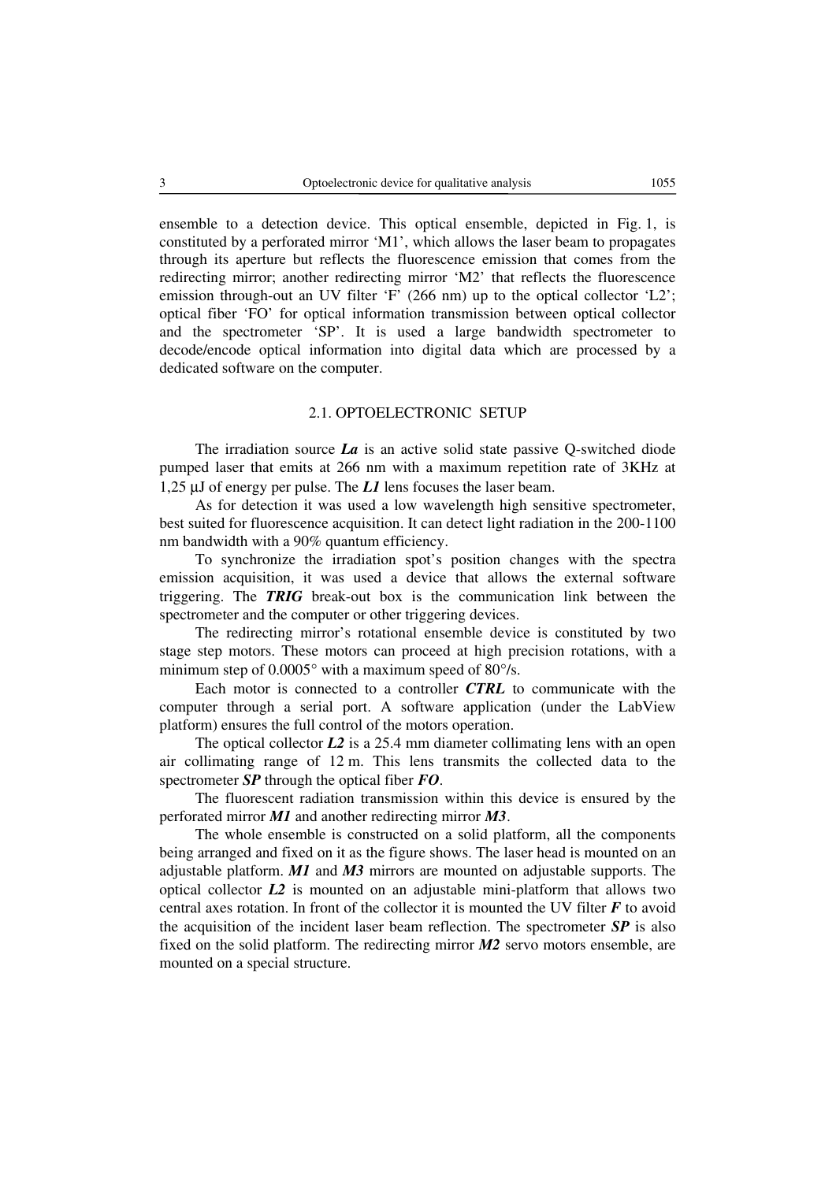ensemble to a detection device. This optical ensemble, depicted in Fig. 1, is constituted by a perforated mirror 'M1', which allows the laser beam to propagates through its aperture but reflects the fluorescence emission that comes from the redirecting mirror; another redirecting mirror 'M2' that reflects the fluorescence emission through-out an UV filter 'F' (266 nm) up to the optical collector 'L2'; optical fiber 'FO' for optical information transmission between optical collector and the spectrometer 'SP'. It is used a large bandwidth spectrometer to decode/encode optical information into digital data which are processed by a dedicated software on the computer.

## 2.1. OPTOELECTRONIC SETUP

The irradiation source ***La*** is an active solid state passive Q-switched diode pumped laser that emits at 266 nm with a maximum repetition rate of 3KHz at 1,25 μJ of energy per pulse. The ***L1*** lens focuses the laser beam.

As for detection it was used a low wavelength high sensitive spectrometer, best suited for fluorescence acquisition. It can detect light radiation in the 200-1100 nm bandwidth with a 90% quantum efficiency.

To synchronize the irradiation spot's position changes with the spectra emission acquisition, it was used a device that allows the external software triggering. The ***TRIG*** break-out box is the communication link between the spectrometer and the computer or other triggering devices.

The redirecting mirror's rotational ensemble device is constituted by two stage step motors. These motors can proceed at high precision rotations, with a minimum step of 0.0005° with a maximum speed of 80°/s.

Each motor is connected to a controller ***CTRL*** to communicate with the computer through a serial port. A software application (under the LabView platform) ensures the full control of the motors operation.

The optical collector ***L2*** is a 25.4 mm diameter collimating lens with an open air collimating range of 12 m. This lens transmits the collected data to the spectrometer ***SP*** through the optical fiber ***FO***.

The fluorescent radiation transmission within this device is ensured by the perforated mirror ***M1*** and another redirecting mirror ***M3***.

The whole ensemble is constructed on a solid platform, all the components being arranged and fixed on it as the figure shows. The laser head is mounted on an adjustable platform. ***M1*** and ***M3*** mirrors are mounted on adjustable supports. The optical collector ***L2*** is mounted on an adjustable mini-platform that allows two central axes rotation. In front of the collector it is mounted the UV filter ***F*** to avoid the acquisition of the incident laser beam reflection. The spectrometer ***SP*** is also fixed on the solid platform. The redirecting mirror ***M2*** servo motors ensemble, are mounted on a special structure.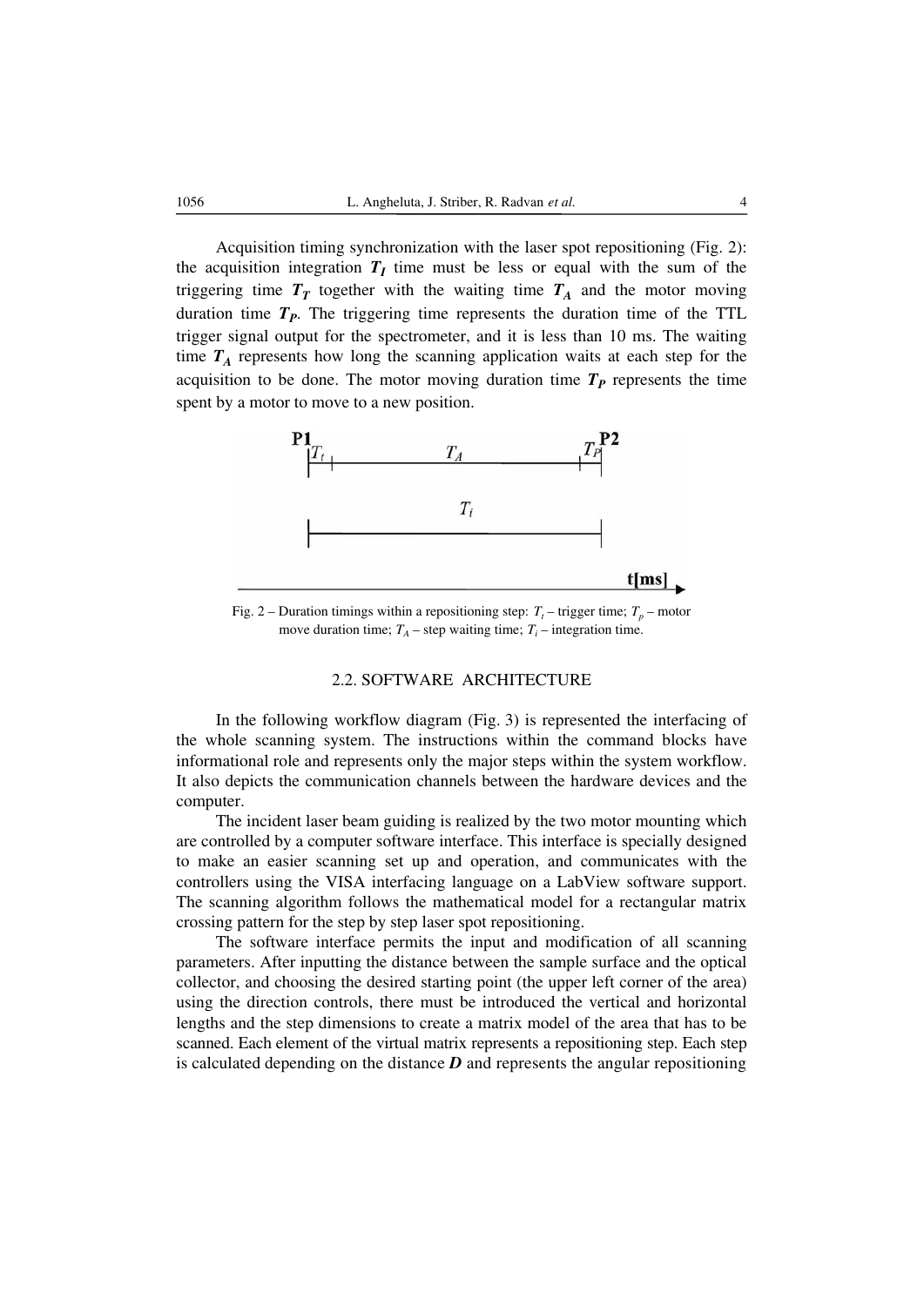Acquisition timing synchronization with the laser spot repositioning (Fig. 2): the acquisition integration $\boldsymbol{T_I}$ time must be less or equal with the sum of the triggering time $\boldsymbol{T_T}$ together with the waiting time $\boldsymbol{T_A}$ and the motor moving duration time $\boldsymbol{T_P}$. The triggering time represents the duration time of the TTL trigger signal output for the spectrometer, and it is less than 10 ms. The waiting time $\boldsymbol{T_A}$ represents how long the scanning application waits at each step for the acquisition to be done. The motor moving duration time $\boldsymbol{T_P}$ represents the time spent by a motor to move to a new position.

Fig. 2 – Duration timings within a repositioning step: $T_t$ – trigger time; $T_p$ – motor move duration time; $T_A$ – step waiting time; $T_i$ – integration time.

### 2.2. SOFTWARE ARCHITECTURE

In the following workflow diagram (Fig. 3) is represented the interfacing of the whole scanning system. The instructions within the command blocks have informational role and represents only the major steps within the system workflow. It also depicts the communication channels between the hardware devices and the computer.

The incident laser beam guiding is realized by the two motor mounting which are controlled by a computer software interface. This interface is specially designed to make an easier scanning set up and operation, and communicates with the controllers using the VISA interfacing language on a LabView software support. The scanning algorithm follows the mathematical model for a rectangular matrix crossing pattern for the step by step laser spot repositioning.

The software interface permits the input and modification of all scanning parameters. After inputting the distance between the sample surface and the optical collector, and choosing the desired starting point (the upper left corner of the area) using the direction controls, there must be introduced the vertical and horizontal lengths and the step dimensions to create a matrix model of the area that has to be scanned. Each element of the virtual matrix represents a repositioning step. Each step is calculated depending on the distance $\boldsymbol{D}$ and represents the angular repositioning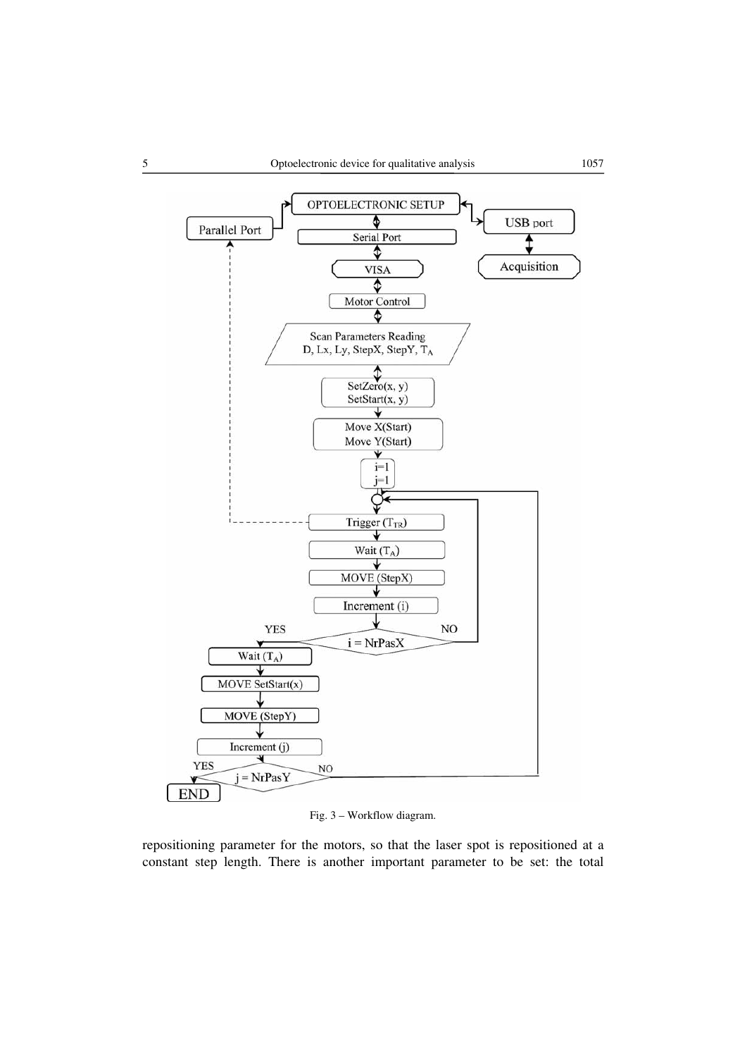Fig. 3 – Workflow diagram.

repositioning parameter for the motors, so that the laser spot is repositioned at a constant step length. There is another important parameter to be set: the total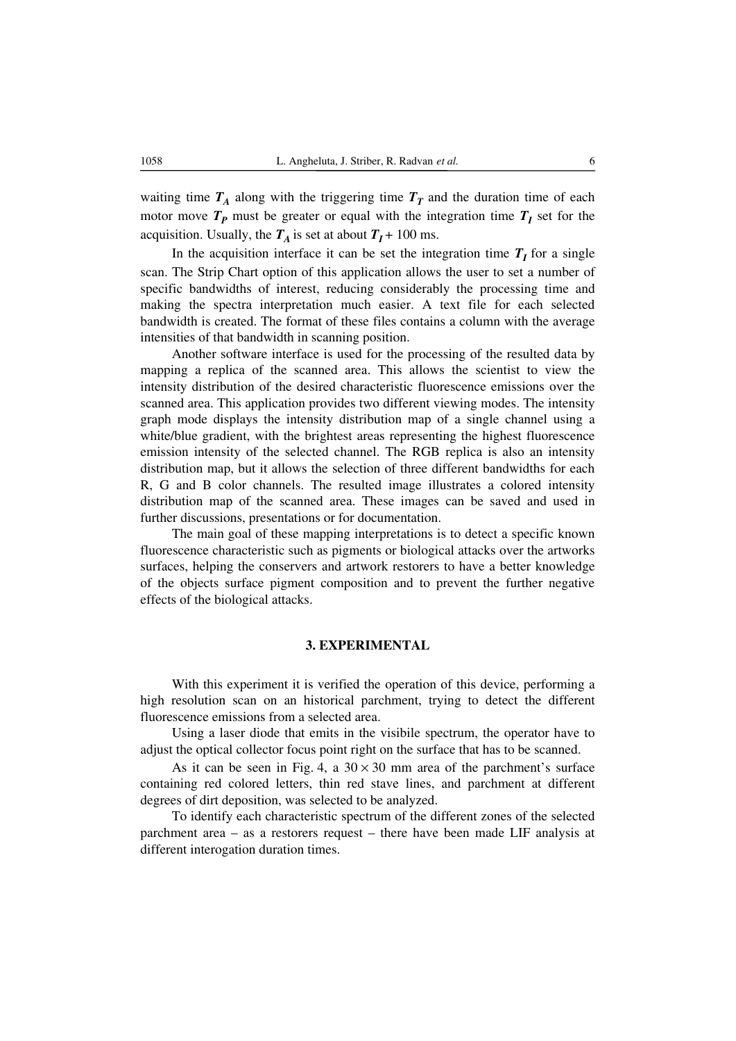waiting time $T_A$ along with the triggering time $T_T$ and the duration time of each motor move $T_P$ must be greater or equal with the integration time $T_I$ set for the acquisition. Usually, the $T_A$ is set at about $T_I + 100$ ms.

In the acquisition interface it can be set the integration time $T_I$ for a single scan. The Strip Chart option of this application allows the user to set a number of specific bandwidths of interest, reducing considerably the processing time and making the spectra interpretation much easier. A text file for each selected bandwidth is created. The format of these files contains a column with the average intensities of that bandwidth in scanning position.

Another software interface is used for the processing of the resulted data by mapping a replica of the scanned area. This allows the scientist to view the intensity distribution of the desired characteristic fluorescence emissions over the scanned area. This application provides two different viewing modes. The intensity graph mode displays the intensity distribution map of a single channel using a white/blue gradient, with the brightest areas representing the highest fluorescence emission intensity of the selected channel. The RGB replica is also an intensity distribution map, but it allows the selection of three different bandwidths for each R, G and B color channels. The resulted image illustrates a colored intensity distribution map of the scanned area. These images can be saved and used in further discussions, presentations or for documentation.

The main goal of these mapping interpretations is to detect a specific known fluorescence characteristic such as pigments or biological attacks over the artworks surfaces, helping the conservers and artwork restorers to have a better knowledge of the objects surface pigment composition and to prevent the further negative effects of the biological attacks.

## 3. EXPERIMENTAL

With this experiment it is verified the operation of this device, performing a high resolution scan on an historical parchment, trying to detect the different fluorescence emissions from a selected area.

Using a laser diode that emits in the visibile spectrum, the operator have to adjust the optical collector focus point right on the surface that has to be scanned.

As it can be seen in Fig. 4, a $30 \times 30$ mm area of the parchment's surface containing red colored letters, thin red stave lines, and parchment at different degrees of dirt deposition, was selected to be analyzed.

To identify each characteristic spectrum of the different zones of the selected parchment area – as a restorers request – there have been made LIF analysis at different interogation duration times.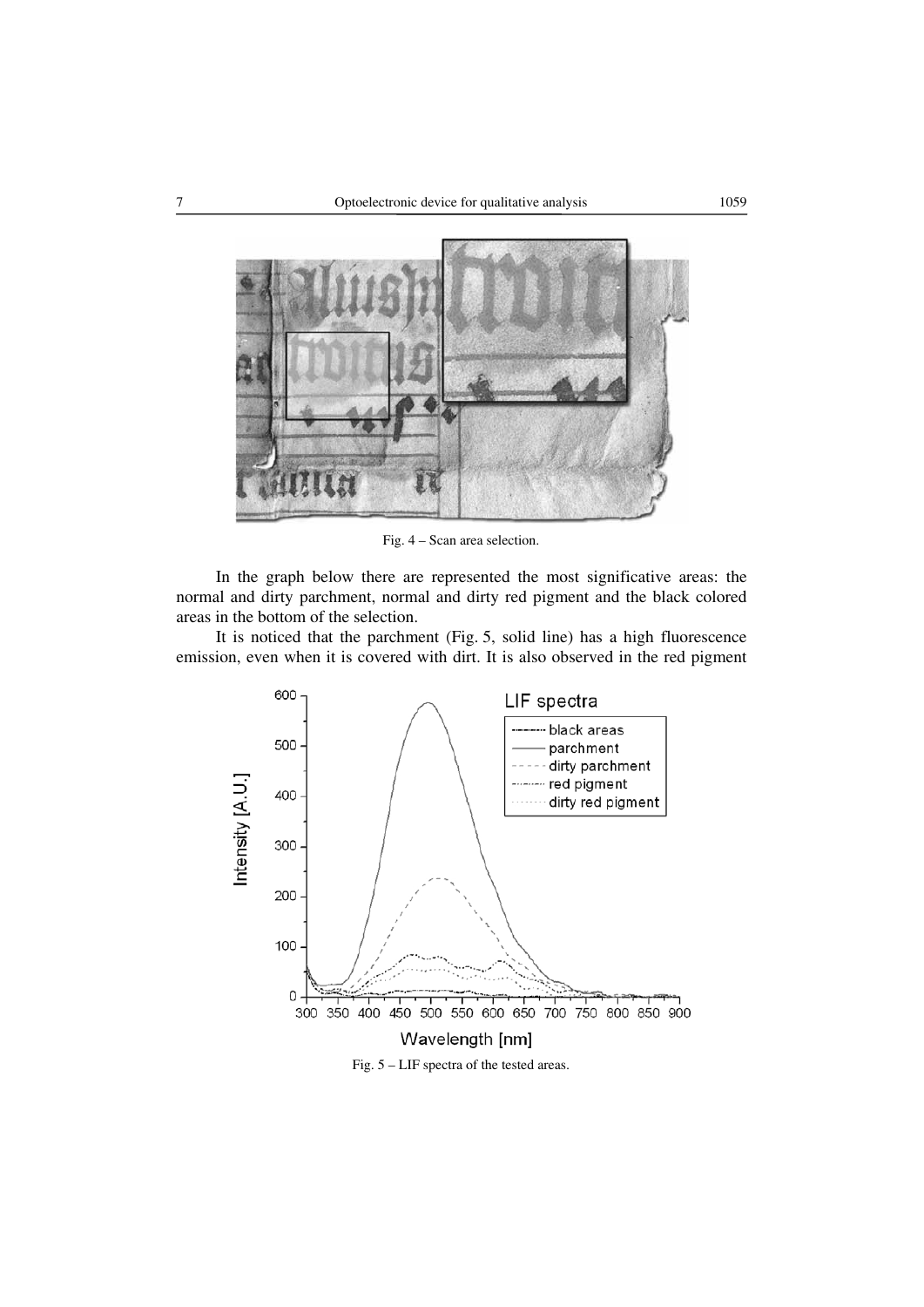Fig. 4 – Scan area selection.

In the graph below there are represented the most significative areas: the normal and dirty parchment, normal and dirty red pigment and the black colored areas in the bottom of the selection.

It is noticed that the parchment (Fig. 5, solid line) has a high fluorescence emission, even when it is covered with dirt. It is also observed in the red pigment

Fig. 5 – LIF spectra of the tested areas.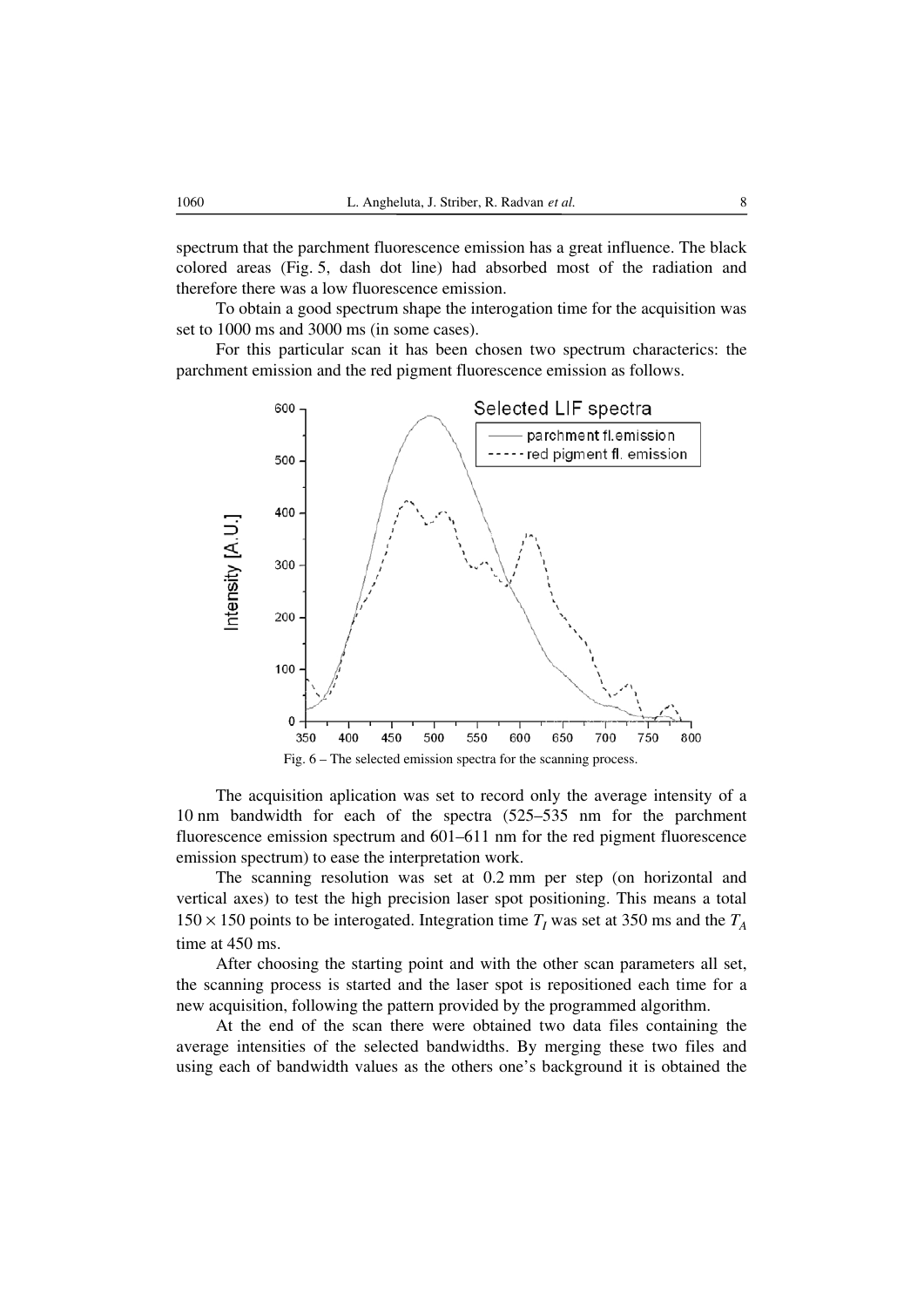spectrum that the parchment fluorescence emission has a great influence. The black colored areas (Fig. 5, dash dot line) had absorbed most of the radiation and therefore there was a low fluorescence emission.

To obtain a good spectrum shape the interogation time for the acquisition was set to 1000 ms and 3000 ms (in some cases).

For this particular scan it has been chosen two spectrum characterics: the parchment emission and the red pigment fluorescence emission as follows.

Fig. 6 – The selected emission spectra for the scanning process.

The acquisition aplication was set to record only the average intensity of a 10 nm bandwidth for each of the spectra (525–535 nm for the parchment fluorescence emission spectrum and 601–611 nm for the red pigment fluorescence emission spectrum) to ease the interpretation work.

The scanning resolution was set at 0.2 mm per step (on horizontal and vertical axes) to test the high precision laser spot positioning. This means a total $150 \times 150$ points to be interogated. Integration time $T_I$ was set at 350 ms and the $T_A$ time at 450 ms.

After choosing the starting point and with the other scan parameters all set, the scanning process is started and the laser spot is repositioned each time for a new acquisition, following the pattern provided by the programmed algorithm.

At the end of the scan there were obtained two data files containing the average intensities of the selected bandwidths. By merging these two files and using each of bandwidth values as the others one's background it is obtained the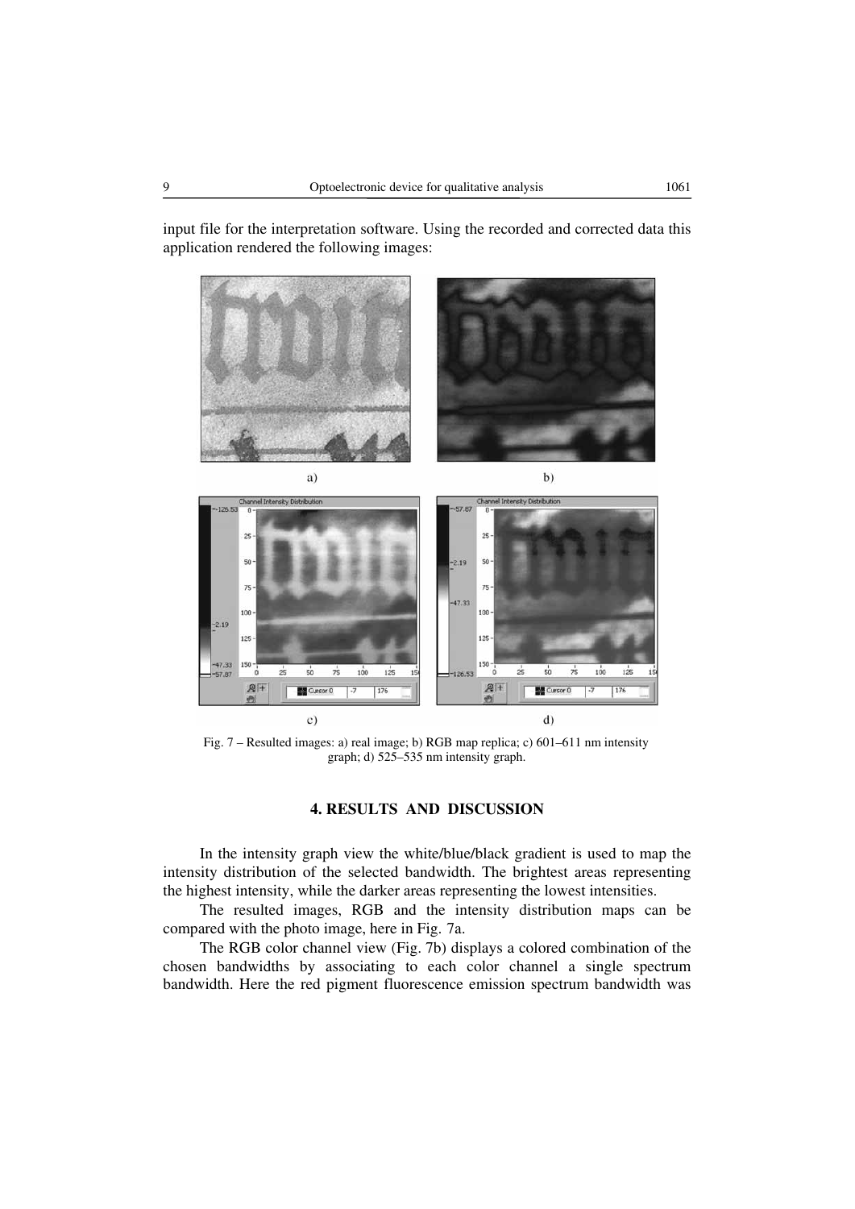input file for the interpretation software. Using the recorded and corrected data this application rendered the following images:

Fig. 7 – Resulted images: a) real image; b) RGB map replica; c) 601–611 nm intensity graph; d) 525–535 nm intensity graph.

## 4. RESULTS AND DISCUSSION

In the intensity graph view the white/blue/black gradient is used to map the intensity distribution of the selected bandwidth. The brightest areas representing the highest intensity, while the darker areas representing the lowest intensities.

The resulted images, RGB and the intensity distribution maps can be compared with the photo image, here in Fig. 7a.

The RGB color channel view (Fig. 7b) displays a colored combination of the chosen bandwidths by associating to each color channel a single spectrum bandwidth. Here the red pigment fluorescence emission spectrum bandwidth was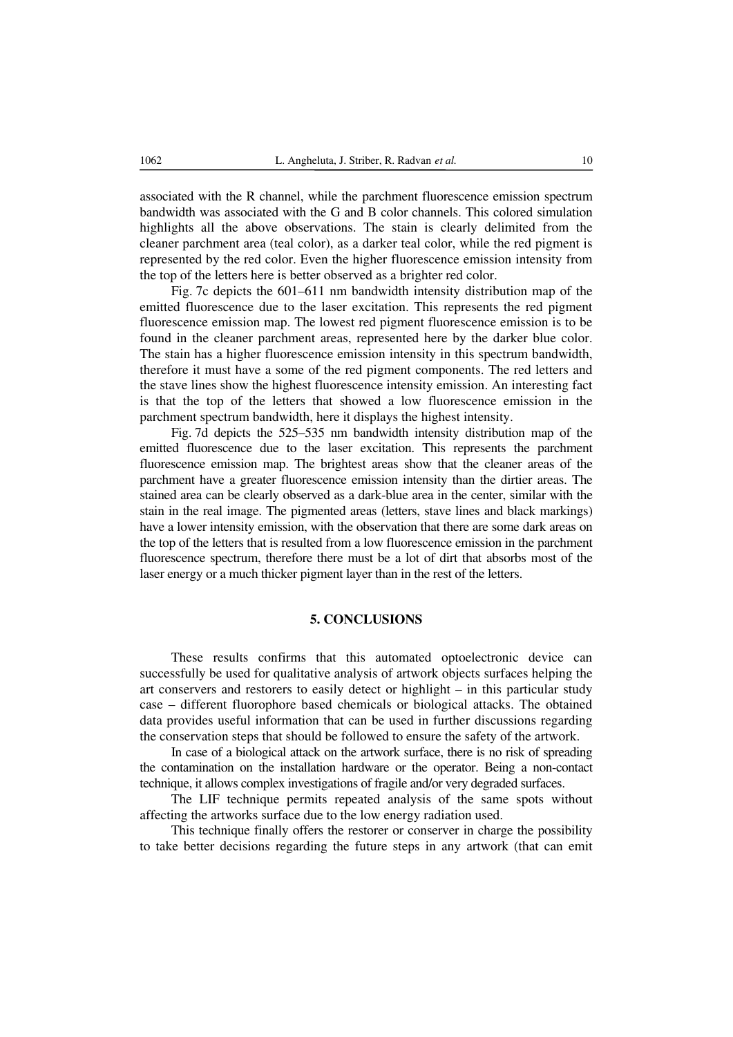associated with the R channel, while the parchment fluorescence emission spectrum bandwidth was associated with the G and B color channels. This colored simulation highlights all the above observations. The stain is clearly delimited from the cleaner parchment area (teal color), as a darker teal color, while the red pigment is represented by the red color. Even the higher fluorescence emission intensity from the top of the letters here is better observed as a brighter red color.

Fig. 7c depicts the 601–611 nm bandwidth intensity distribution map of the emitted fluorescence due to the laser excitation. This represents the red pigment fluorescence emission map. The lowest red pigment fluorescence emission is to be found in the cleaner parchment areas, represented here by the darker blue color. The stain has a higher fluorescence emission intensity in this spectrum bandwidth, therefore it must have a some of the red pigment components. The red letters and the stave lines show the highest fluorescence intensity emission. An interesting fact is that the top of the letters that showed a low fluorescence emission in the parchment spectrum bandwidth, here it displays the highest intensity.

Fig. 7d depicts the 525–535 nm bandwidth intensity distribution map of the emitted fluorescence due to the laser excitation. This represents the parchment fluorescence emission map. The brightest areas show that the cleaner areas of the parchment have a greater fluorescence emission intensity than the dirtier areas. The stained area can be clearly observed as a dark-blue area in the center, similar with the stain in the real image. The pigmented areas (letters, stave lines and black markings) have a lower intensity emission, with the observation that there are some dark areas on the top of the letters that is resulted from a low fluorescence emission in the parchment fluorescence spectrum, therefore there must be a lot of dirt that absorbs most of the laser energy or a much thicker pigment layer than in the rest of the letters.

## 5. CONCLUSIONS

These results confirms that this automated optoelectronic device can successfully be used for qualitative analysis of artwork objects surfaces helping the art conservers and restorers to easily detect or highlight – in this particular study case – different fluorophore based chemicals or biological attacks. The obtained data provides useful information that can be used in further discussions regarding the conservation steps that should be followed to ensure the safety of the artwork.

In case of a biological attack on the artwork surface, there is no risk of spreading the contamination on the installation hardware or the operator. Being a non-contact technique, it allows complex investigations of fragile and/or very degraded surfaces.

The LIF technique permits repeated analysis of the same spots without affecting the artworks surface due to the low energy radiation used.

This technique finally offers the restorer or conserver in charge the possibility to take better decisions regarding the future steps in any artwork (that can emit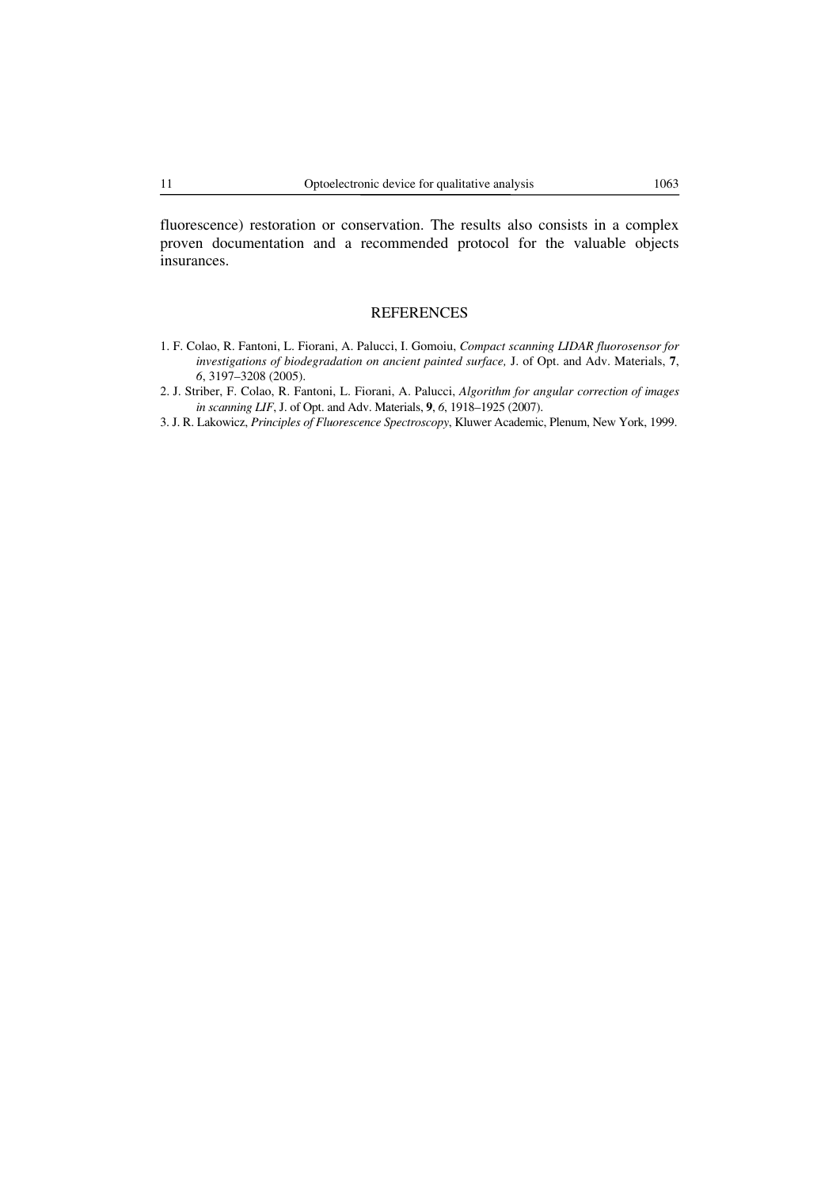fluorescence) restoration or conservation. The results also consists in a complex proven documentation and a recommended protocol for the valuable objects insurances.

## REFERENCES

1. F. Colao, R. Fantoni, L. Fiorani, A. Palucci, I. Gomoiu, *Compact scanning LIDAR fluorosensor for investigations of biodegradation on ancient painted surface,* J. of Opt. and Adv. Materials, **7**, *6*, 3197–3208 (2005).
2. J. Striber, F. Colao, R. Fantoni, L. Fiorani, A. Palucci, *Algorithm for angular correction of images in scanning LIF*, J. of Opt. and Adv. Materials, **9**, *6*, 1918–1925 (2007).
3. J. R. Lakowicz, *Principles of Fluorescence Spectroscopy*, Kluwer Academic, Plenum, New York, 1999.